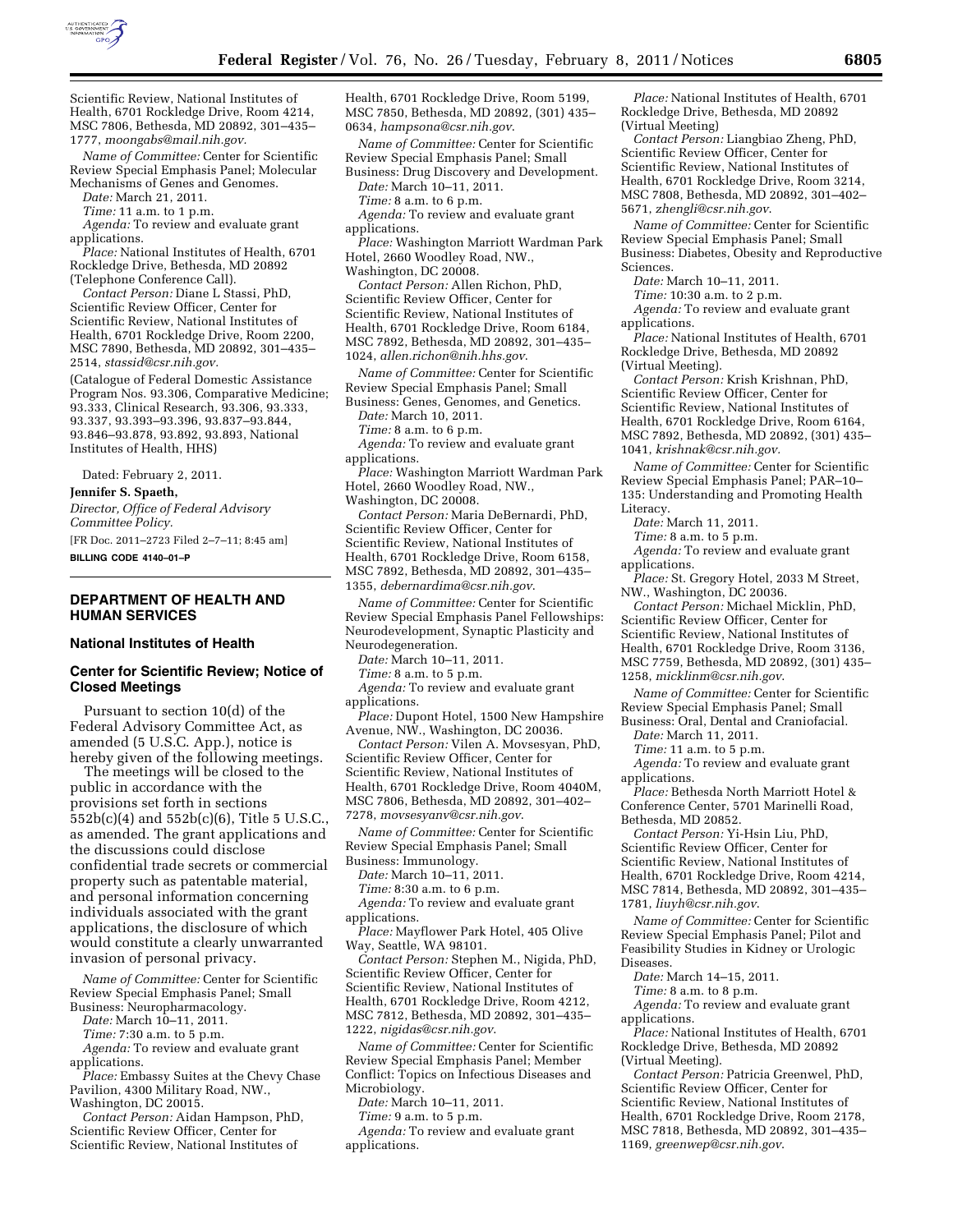Scientific Review, National Institutes of Health, 6701 Rockledge Drive, Room 4214, MSC 7806, Bethesda, MD 20892, 301–435–1777, *moongabs@mail.nih.gov.*

*Name of Committee:* Center for Scientific Review Special Emphasis Panel; Molecular Mechanisms of Genes and Genomes.

*Date:* March 21, 2011.

*Time:* 11 a.m. to 1 p.m.

*Agenda:* To review and evaluate grant applications.

*Place:* National Institutes of Health, 6701 Rockledge Drive, Bethesda, MD 20892 (Telephone Conference Call).

*Contact Person:* Diane L Stassi, PhD, Scientific Review Officer, Center for Scientific Review, National Institutes of Health, 6701 Rockledge Drive, Room 2200, MSC 7890, Bethesda, MD 20892, 301–435–2514, *stassid@csr.nih.gov.*

(Catalogue of Federal Domestic Assistance Program Nos. 93.306, Comparative Medicine; 93.333, Clinical Research, 93.306, 93.333, 93.337, 93.393–93.396, 93.837–93.844, 93.846–93.878, 93.892, 93.893, National Institutes of Health, HHS)

Dated: February 2, 2011.

**Jennifer S. Spaeth,**

*Director, Office of Federal Advisory Committee Policy.*

[FR Doc. 2011–2723 Filed 2–7–11; 8:45 am]

**BILLING CODE 4140–01–P**

## DEPARTMENT OF HEALTH AND HUMAN SERVICES

### National Institutes of Health

### Center for Scientific Review; Notice of Closed Meetings

Pursuant to section 10(d) of the Federal Advisory Committee Act, as amended (5 U.S.C. App.), notice is hereby given of the following meetings.

The meetings will be closed to the public in accordance with the provisions set forth in sections 552b(c)(4) and 552b(c)(6), Title 5 U.S.C., as amended. The grant applications and the discussions could disclose confidential trade secrets or commercial property such as patentable material, and personal information concerning individuals associated with the grant applications, the disclosure of which would constitute a clearly unwarranted invasion of personal privacy.

*Name of Committee:* Center for Scientific Review Special Emphasis Panel; Small Business: Neuropharmacology.

*Date:* March 10–11, 2011.

*Time:* 7:30 a.m. to 5 p.m.

*Agenda:* To review and evaluate grant applications.

*Place:* Embassy Suites at the Chevy Chase Pavilion, 4300 Military Road, NW., Washington, DC 20015.

*Contact Person:* Aidan Hampson, PhD, Scientific Review Officer, Center for Scientific Review, National Institutes of Health, 6701 Rockledge Drive, Room 5199, MSC 7850, Bethesda, MD 20892, (301) 435–0634, *hampsona@csr.nih.gov*.

*Name of Committee:* Center for Scientific Review Special Emphasis Panel; Small Business: Drug Discovery and Development.

*Date:* March 10–11, 2011.

*Time:* 8 a.m. to 6 p.m.

*Agenda:* To review and evaluate grant applications.

*Place:* Washington Marriott Wardman Park Hotel, 2660 Woodley Road, NW., Washington, DC 20008.

*Contact Person:* Allen Richon, PhD, Scientific Review Officer, Center for Scientific Review, National Institutes of Health, 6701 Rockledge Drive, Room 6184, MSC 7892, Bethesda, MD 20892, 301–435–1024, *allen.richon@nih.hhs.gov*.

*Name of Committee:* Center for Scientific Review Special Emphasis Panel; Small Business: Genes, Genomes, and Genetics.

*Date:* March 10, 2011.

*Time:* 8 a.m. to 6 p.m.

*Agenda:* To review and evaluate grant applications.

*Place:* Washington Marriott Wardman Park Hotel, 2660 Woodley Road, NW., Washington, DC 20008.

*Contact Person:* Maria DeBernardi, PhD, Scientific Review Officer, Center for Scientific Review, National Institutes of Health, 6701 Rockledge Drive, Room 6158, MSC 7892, Bethesda, MD 20892, 301–435–1355, *debernardima@csr.nih.gov*.

*Name of Committee:* Center for Scientific Review Special Emphasis Panel Fellowships: Neurodevelopment, Synaptic Plasticity and Neurodegeneration.

*Date:* March 10–11, 2011.

*Time:* 8 a.m. to 5 p.m.

*Agenda:* To review and evaluate grant applications.

*Place:* Dupont Hotel, 1500 New Hampshire Avenue, NW., Washington, DC 20036.

*Contact Person:* Vilen A. Movsesyan, PhD, Scientific Review Officer, Center for Scientific Review, National Institutes of Health, 6701 Rockledge Drive, Room 4040M, MSC 7806, Bethesda, MD 20892, 301–402–7278, *movsesyanv@csr.nih.gov*.

*Name of Committee:* Center for Scientific Review Special Emphasis Panel; Small Business: Immunology.

*Date:* March 10–11, 2011.

*Time:* 8:30 a.m. to 6 p.m.

*Agenda:* To review and evaluate grant applications.

*Place:* Mayflower Park Hotel, 405 Olive Way, Seattle, WA 98101.

*Contact Person:* Stephen M., Nigida, PhD, Scientific Review Officer, Center for Scientific Review, National Institutes of Health, 6701 Rockledge Drive, Room 4212, MSC 7812, Bethesda, MD 20892, 301–435–1222, *nigidas@csr.nih.gov*.

*Name of Committee:* Center for Scientific Review Special Emphasis Panel; Member Conflict: Topics on Infectious Diseases and Microbiology.

*Date:* March 10–11, 2011.

*Time:* 9 a.m. to 5 p.m.

*Agenda:* To review and evaluate grant applications.

*Place:* National Institutes of Health, 6701 Rockledge Drive, Bethesda, MD 20892 (Virtual Meeting)

*Contact Person:* Liangbiao Zheng, PhD, Scientific Review Officer, Center for Scientific Review, National Institutes of Health, 6701 Rockledge Drive, Room 3214, MSC 7808, Bethesda, MD 20892, 301–402–5671, *zhengli@csr.nih.gov*.

*Name of Committee:* Center for Scientific Review Special Emphasis Panel; Small Business: Diabetes, Obesity and Reproductive Sciences.

*Date:* March 10–11, 2011.

*Time:* 10:30 a.m. to 2 p.m.

*Agenda:* To review and evaluate grant applications.

*Place:* National Institutes of Health, 6701 Rockledge Drive, Bethesda, MD 20892 (Virtual Meeting).

*Contact Person:* Krish Krishnan, PhD, Scientific Review Officer, Center for Scientific Review, National Institutes of Health, 6701 Rockledge Drive, Room 6164, MSC 7892, Bethesda, MD 20892, (301) 435–1041, *krishnak@csr.nih.gov.*

*Name of Committee:* Center for Scientific Review Special Emphasis Panel; PAR–10–135: Understanding and Promoting Health Literacy.

*Date:* March 11, 2011.

*Time:* 8 a.m. to 5 p.m.

*Agenda:* To review and evaluate grant applications.

*Place:* St. Gregory Hotel, 2033 M Street, NW., Washington, DC 20036.

*Contact Person:* Michael Micklin, PhD, Scientific Review Officer, Center for Scientific Review, National Institutes of Health, 6701 Rockledge Drive, Room 3136, MSC 7759, Bethesda, MD 20892, (301) 435–1258, *micklinm@csr.nih.gov*.

*Name of Committee:* Center for Scientific Review Special Emphasis Panel; Small Business: Oral, Dental and Craniofacial.

*Date:* March 11, 2011.

*Time:* 11 a.m. to 5 p.m.

*Agenda:* To review and evaluate grant applications.

*Place:* Bethesda North Marriott Hotel & Conference Center, 5701 Marinelli Road, Bethesda, MD 20852.

*Contact Person:* Yi-Hsin Liu, PhD, Scientific Review Officer, Center for Scientific Review, National Institutes of Health, 6701 Rockledge Drive, Room 4214, MSC 7814, Bethesda, MD 20892, 301–435–1781, *liuyh@csr.nih.gov*.

*Name of Committee:* Center for Scientific Review Special Emphasis Panel; Pilot and Feasibility Studies in Kidney or Urologic Diseases.

*Date:* March 14–15, 2011.

*Time:* 8 a.m. to 8 p.m.

*Agenda:* To review and evaluate grant applications.

*Place:* National Institutes of Health, 6701 Rockledge Drive, Bethesda, MD 20892 (Virtual Meeting).

*Contact Person:* Patricia Greenwel, PhD, Scientific Review Officer, Center for Scientific Review, National Institutes of Health, 6701 Rockledge Drive, Room 2178, MSC 7818, Bethesda, MD 20892, 301–435–1169, *greenwep@csr.nih.gov*.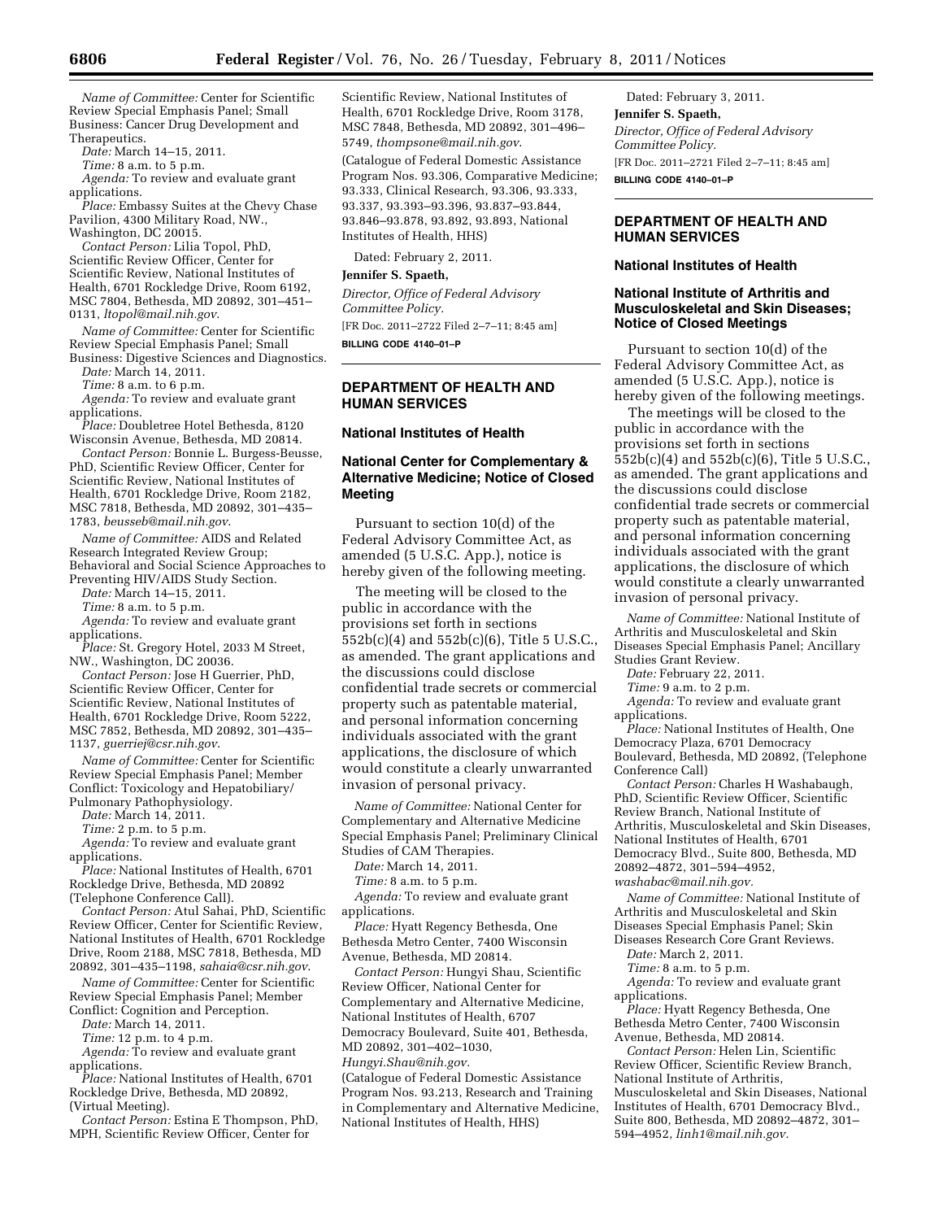*Name of Committee:* Center for Scientific Review Special Emphasis Panel; Small Business: Cancer Drug Development and Therapeutics.

*Date:* March 14–15, 2011.

*Time:* 8 a.m. to 5 p.m.

*Agenda:* To review and evaluate grant applications.

*Place:* Embassy Suites at the Chevy Chase Pavilion, 4300 Military Road, NW., Washington, DC 20015.

*Contact Person:* Lilia Topol, PhD, Scientific Review Officer, Center for Scientific Review, National Institutes of Health, 6701 Rockledge Drive, Room 6192, MSC 7804, Bethesda, MD 20892, 301–451–0131, *ltopol@mail.nih.gov*.

*Name of Committee:* Center for Scientific Review Special Emphasis Panel; Small Business: Digestive Sciences and Diagnostics.

*Date:* March 14, 2011.

*Time:* 8 a.m. to 6 p.m.

*Agenda:* To review and evaluate grant applications.

*Place:* Doubletree Hotel Bethesda, 8120 Wisconsin Avenue, Bethesda, MD 20814.

*Contact Person:* Bonnie L. Burgess-Beusse, PhD, Scientific Review Officer, Center for Scientific Review, National Institutes of Health, 6701 Rockledge Drive, Room 2182, MSC 7818, Bethesda, MD 20892, 301–435–1783, *beusseb@mail.nih.gov*.

*Name of Committee:* AIDS and Related Research Integrated Review Group; Behavioral and Social Science Approaches to Preventing HIV/AIDS Study Section.

*Date:* March 14–15, 2011.

*Time:* 8 a.m. to 5 p.m.

*Agenda:* To review and evaluate grant applications.

*Place:* St. Gregory Hotel, 2033 M Street, NW., Washington, DC 20036.

*Contact Person:* Jose H Guerrier, PhD, Scientific Review Officer, Center for Scientific Review, National Institutes of Health, 6701 Rockledge Drive, Room 5222, MSC 7852, Bethesda, MD 20892, 301–435–1137, *guerriej@csr.nih.gov*.

*Name of Committee:* Center for Scientific Review Special Emphasis Panel; Member Conflict: Toxicology and Hepatobiliary/Pulmonary Pathophysiology.

*Date:* March 14, 2011.

*Time:* 2 p.m. to 5 p.m.

*Agenda:* To review and evaluate grant applications.

*Place:* National Institutes of Health, 6701 Rockledge Drive, Bethesda, MD 20892 (Telephone Conference Call).

*Contact Person:* Atul Sahai, PhD, Scientific Review Officer, Center for Scientific Review, National Institutes of Health, 6701 Rockledge Drive, Room 2188, MSC 7818, Bethesda, MD 20892, 301–435–1198, *sahaia@csr.nih.gov*.

*Name of Committee:* Center for Scientific Review Special Emphasis Panel; Member Conflict: Cognition and Perception.

*Date:* March 14, 2011.

*Time:* 12 p.m. to 4 p.m.

*Agenda:* To review and evaluate grant applications.

*Place:* National Institutes of Health, 6701 Rockledge Drive, Bethesda, MD 20892, (Virtual Meeting).

*Contact Person:* Estina E Thompson, PhD, MPH, Scientific Review Officer, Center for Scientific Review, National Institutes of Health, 6701 Rockledge Drive, Room 3178, MSC 7848, Bethesda, MD 20892, 301–496–5749, *thompsone@mail.nih.gov*.

(Catalogue of Federal Domestic Assistance Program Nos. 93.306, Comparative Medicine; 93.333, Clinical Research, 93.306, 93.333, 93.337, 93.393–93.396, 93.837–93.844, 93.846–93.878, 93.892, 93.893, National Institutes of Health, HHS)

Dated: February 2, 2011.

**Jennifer S. Spaeth,**

*Director, Office of Federal Advisory Committee Policy.*

[FR Doc. 2011–2722 Filed 2–7–11; 8:45 am]

**BILLING CODE 4140–01–P**

## DEPARTMENT OF HEALTH AND HUMAN SERVICES

### National Institutes of Health

### National Center for Complementary & Alternative Medicine; Notice of Closed Meeting

Pursuant to section 10(d) of the Federal Advisory Committee Act, as amended (5 U.S.C. App.), notice is hereby given of the following meeting.

The meeting will be closed to the public in accordance with the provisions set forth in sections 552b(c)(4) and 552b(c)(6), Title 5 U.S.C., as amended. The grant applications and the discussions could disclose confidential trade secrets or commercial property such as patentable material, and personal information concerning individuals associated with the grant applications, the disclosure of which would constitute a clearly unwarranted invasion of personal privacy.

*Name of Committee:* National Center for Complementary and Alternative Medicine Special Emphasis Panel; Preliminary Clinical Studies of CAM Therapies.

*Date:* March 14, 2011.

*Time:* 8 a.m. to 5 p.m.

*Agenda:* To review and evaluate grant applications.

*Place:* Hyatt Regency Bethesda, One Bethesda Metro Center, 7400 Wisconsin Avenue, Bethesda, MD 20814.

*Contact Person:* Hungyi Shau, Scientific Review Officer, National Center for Complementary and Alternative Medicine, National Institutes of Health, 6707 Democracy Boulevard, Suite 401, Bethesda, MD 20892, 301–402–1030, *Hungyi.Shau@nih.gov.*

(Catalogue of Federal Domestic Assistance Program Nos. 93.213, Research and Training in Complementary and Alternative Medicine, National Institutes of Health, HHS)

Dated: February 3, 2011.

**Jennifer S. Spaeth,**

*Director, Office of Federal Advisory Committee Policy.*

[FR Doc. 2011–2721 Filed 2–7–11; 8:45 am]

**BILLING CODE 4140–01–P**

## DEPARTMENT OF HEALTH AND HUMAN SERVICES

### National Institutes of Health

### National Institute of Arthritis and Musculoskeletal and Skin Diseases; Notice of Closed Meetings

Pursuant to section 10(d) of the Federal Advisory Committee Act, as amended (5 U.S.C. App.), notice is hereby given of the following meetings.

The meetings will be closed to the public in accordance with the provisions set forth in sections 552b(c)(4) and 552b(c)(6), Title 5 U.S.C., as amended. The grant applications and the discussions could disclose confidential trade secrets or commercial property such as patentable material, and personal information concerning individuals associated with the grant applications, the disclosure of which would constitute a clearly unwarranted invasion of personal privacy.

*Name of Committee:* National Institute of Arthritis and Musculoskeletal and Skin Diseases Special Emphasis Panel; Ancillary Studies Grant Review.

*Date:* February 22, 2011.

*Time:* 9 a.m. to 2 p.m.

*Agenda:* To review and evaluate grant applications.

*Place:* National Institutes of Health, One Democracy Plaza, 6701 Democracy Boulevard, Bethesda, MD 20892, (Telephone Conference Call)

*Contact Person:* Charles H Washabaugh, PhD, Scientific Review Officer, Scientific Review Branch, National Institute of Arthritis, Musculoskeletal and Skin Diseases, National Institutes of Health, 6701 Democracy Blvd., Suite 800, Bethesda, MD 20892–4872, 301–594–4952, *washabac@mail.nih.gov.*

*Name of Committee:* National Institute of Arthritis and Musculoskeletal and Skin Diseases Special Emphasis Panel; Skin Diseases Research Core Grant Reviews.

*Date:* March 2, 2011.

*Time:* 8 a.m. to 5 p.m.

*Agenda:* To review and evaluate grant applications.

*Place:* Hyatt Regency Bethesda, One Bethesda Metro Center, 7400 Wisconsin Avenue, Bethesda, MD 20814.

*Contact Person:* Helen Lin, Scientific Review Officer, Scientific Review Branch, National Institute of Arthritis, Musculoskeletal and Skin Diseases, National Institutes of Health, 6701 Democracy Blvd., Suite 800, Bethesda, MD 20892–4872, 301–594–4952, *linh1@mail.nih.gov.*